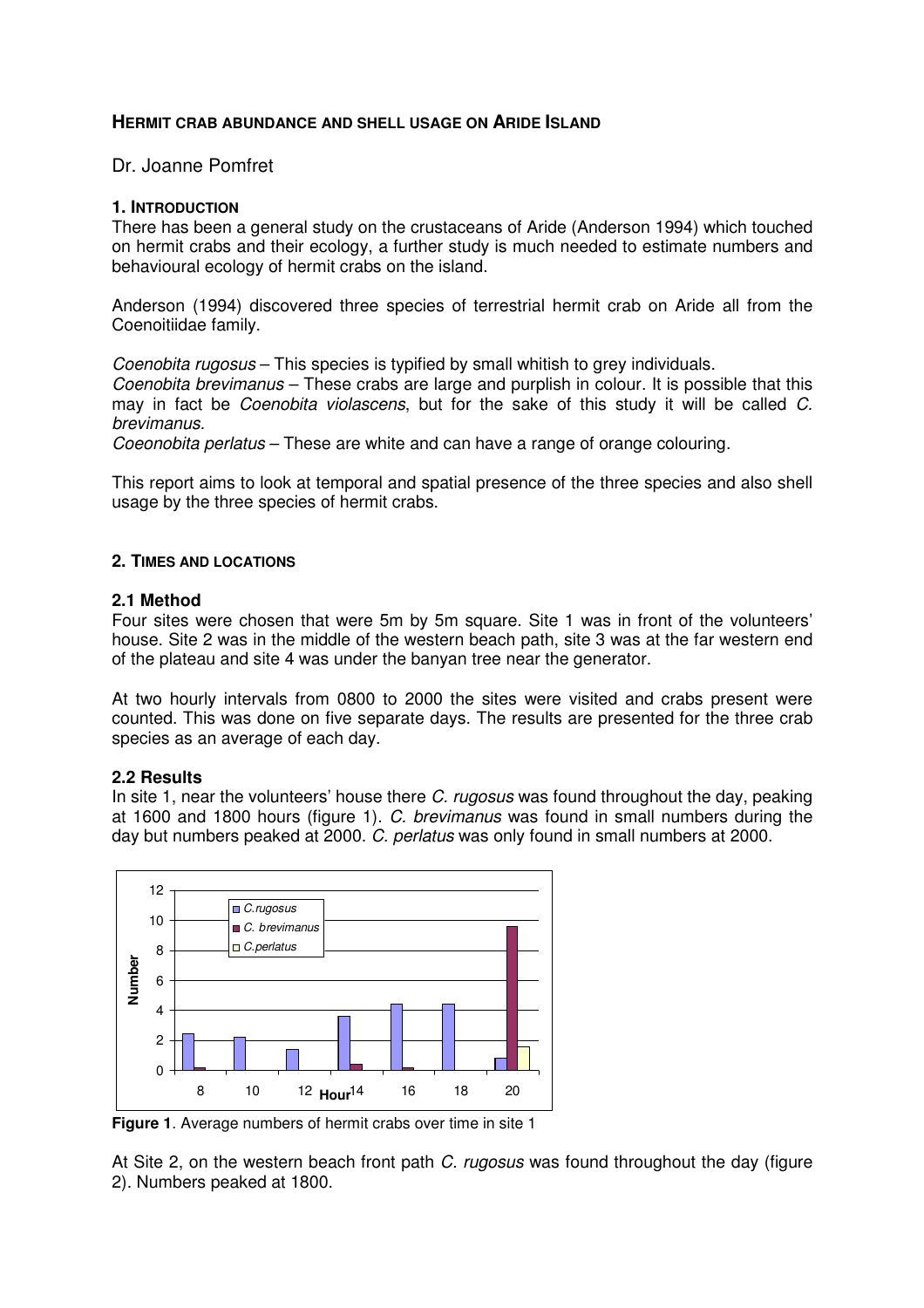## HERMIT CRAB ABUNDANCE AND SHELL USAGE ON ARIDE ISLAND

Dr. Joanne Pomfret

### 1. INTRODUCTION

There has been a general study on the crustaceans of Aride (Anderson 1994) which touched on hermit crabs and their ecology, a further study is much needed to estimate numbers and behavioural ecology of hermit crabs on the island.

Anderson (1994) discovered three species of terrestrial hermit crab on Aride all from the Coenoitiidae family.

*Coenobita rugosus* – This species is typified by small whitish to grey individuals.
*Coenobita brevimanus* – These crabs are large and purplish in colour. It is possible that this may in fact be *Coenobita violascens*, but for the sake of this study it will be called *C. brevimanus.*
*Coeonobita perlatus* – These are white and can have a range of orange colouring.

This report aims to look at temporal and spatial presence of the three species and also shell usage by the three species of hermit crabs.

### 2. TIMES AND LOCATIONS

#### 2.1 Method

Four sites were chosen that were 5m by 5m square. Site 1 was in front of the volunteers' house. Site 2 was in the middle of the western beach path, site 3 was at the far western end of the plateau and site 4 was under the banyan tree near the generator.

At two hourly intervals from 0800 to 2000 the sites were visited and crabs present were counted. This was done on five separate days. The results are presented for the three crab species as an average of each day.

#### 2.2 Results

In site 1, near the volunteers' house there *C. rugosus* was found throughout the day, peaking at 1600 and 1800 hours (figure 1). *C. brevimanus* was found in small numbers during the day but numbers peaked at 2000. *C. perlatus* was only found in small numbers at 2000.

**Figure 1**. Average numbers of hermit crabs over time in site 1

At Site 2, on the western beach front path *C. rugosus* was found throughout the day (figure 2). Numbers peaked at 1800.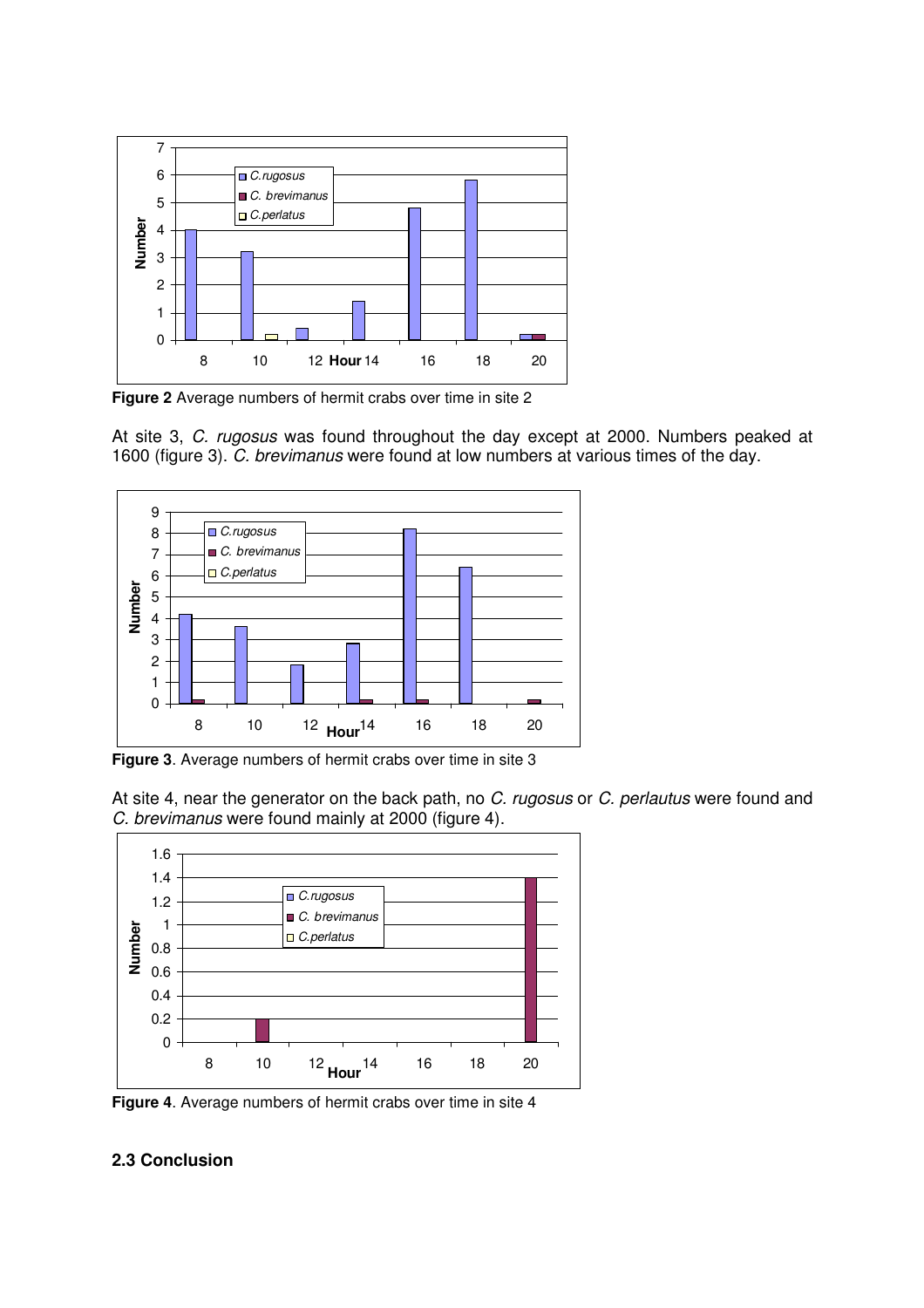**Figure 2** Average numbers of hermit crabs over time in site 2

At site 3, *C. rugosus* was found throughout the day except at 2000. Numbers peaked at 1600 (figure 3). *C. brevimanus* were found at low numbers at various times of the day.

**Figure 3**. Average numbers of hermit crabs over time in site 3

At site 4, near the generator on the back path, no *C. rugosus* or *C. perlautus* were found and *C. brevimanus* were found mainly at 2000 (figure 4).

**Figure 4**. Average numbers of hermit crabs over time in site 4

### 2.3 Conclusion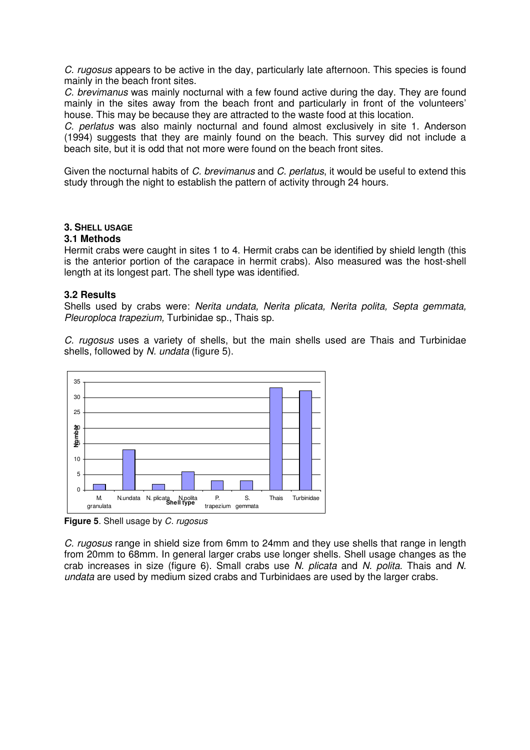*C. rugosus* appears to be active in the day, particularly late afternoon. This species is found mainly in the beach front sites.

*C. brevimanus* was mainly nocturnal with a few found active during the day. They are found mainly in the sites away from the beach front and particularly in front of the volunteers' house. This may be because they are attracted to the waste food at this location.

*C. perlatus* was also mainly nocturnal and found almost exclusively in site 1. Anderson (1994) suggests that they are mainly found on the beach. This survey did not include a beach site, but it is odd that not more were found on the beach front sites.

Given the nocturnal habits of *C. brevimanus* and *C. perlatus*, it would be useful to extend this study through the night to establish the pattern of activity through 24 hours.

## 3. Shell usage

### 3.1 Methods

Hermit crabs were caught in sites 1 to 4. Hermit crabs can be identified by shield length (this is the anterior portion of the carapace in hermit crabs). Also measured was the host-shell length at its longest part. The shell type was identified.

### 3.2 Results

Shells used by crabs were: *Nerita undata, Nerita plicata, Nerita polita, Septa gemmata, Pleuroploca trapezium,* Turbinidae sp., Thais sp.

*C. rugosus* uses a variety of shells, but the main shells used are Thais and Turbinidae shells, followed by *N. undata* (figure 5).

| Shell type | Number |
|---|---|
| M. granulata | 2 |
| N.undata | 13 |
| N. plicata | 2 |
| N.polita | 6 |
| P. trapezium | 3 |
| S. gemmata | 3 |
| Thais | 33 |
| Turbinidae | 32 |

**Figure 5**. Shell usage by *C. rugosus*

*C. rugosus* range in shield size from 6mm to 24mm and they use shells that range in length from 20mm to 68mm. In general larger crabs use longer shells. Shell usage changes as the crab increases in size (figure 6). Small crabs use *N. plicata* and *N. polita*. Thais and *N. undata* are used by medium sized crabs and Turbinidaes are used by the larger crabs.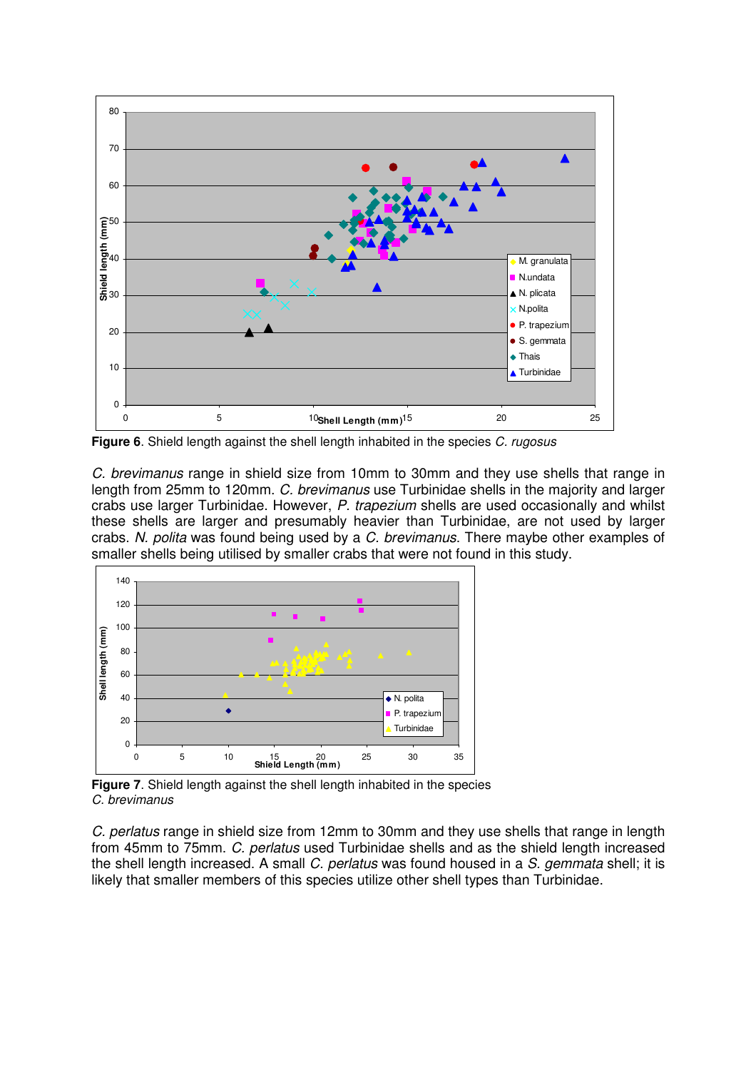**Figure 6**. Shield length against the shell length inhabited in the species *C. rugosus*

*C. brevimanus* range in shield size from 10mm to 30mm and they use shells that range in length from 25mm to 120mm. *C. brevimanus* use Turbinidae shells in the majority and larger crabs use larger Turbinidae. However, *P. trapezium* shells are used occasionally and whilst these shells are larger and presumably heavier than Turbinidae, are not used by larger crabs. *N. polita* was found being used by a *C. brevimanus*. There maybe other examples of smaller shells being utilised by smaller crabs that were not found in this study.

**Figure 7**. Shield length against the shell length inhabited in the species *C. brevimanus*

*C. perlatus* range in shield size from 12mm to 30mm and they use shells that range in length from 45mm to 75mm. *C. perlatus* used Turbinidae shells and as the shield length increased the shell length increased. A small *C. perlatus* was found housed in a *S. gemmata* shell; it is likely that smaller members of this species utilize other shell types than Turbinidae.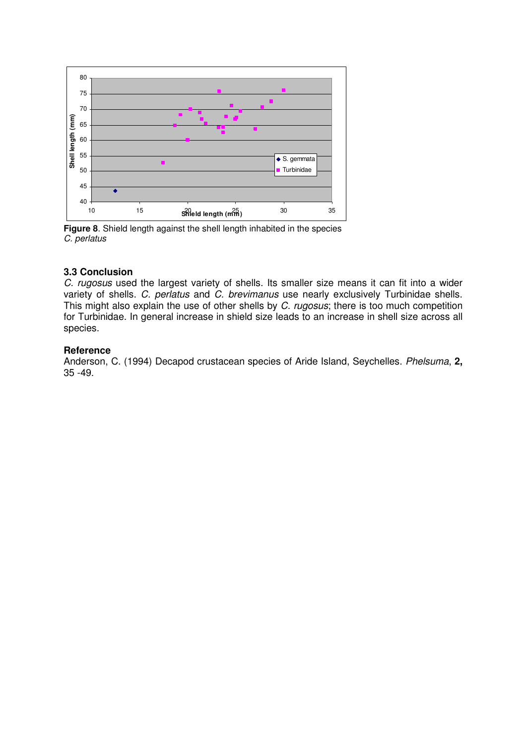80
75
70
65
60
55
50
45
40
Shell length (mm)
10
15
20
25
30
35
Shield length (mm)
S. gemmata
Turbinidae

**Figure 8**. Shield length against the shell length inhabited in the species *C. perlatus*

### 3.3 Conclusion

*C. rugosus* used the largest variety of shells. Its smaller size means it can fit into a wider variety of shells. *C. perlatus* and *C. brevimanus* use nearly exclusively Turbinidae shells. This might also explain the use of other shells by *C. rugosus*; there is too much competition for Turbinidae. In general increase in shield size leads to an increase in shell size across all species.

### Reference

Anderson, C. (1994) Decapod crustacean species of Aride Island, Seychelles. *Phelsuma*, **2,** 35 -49.